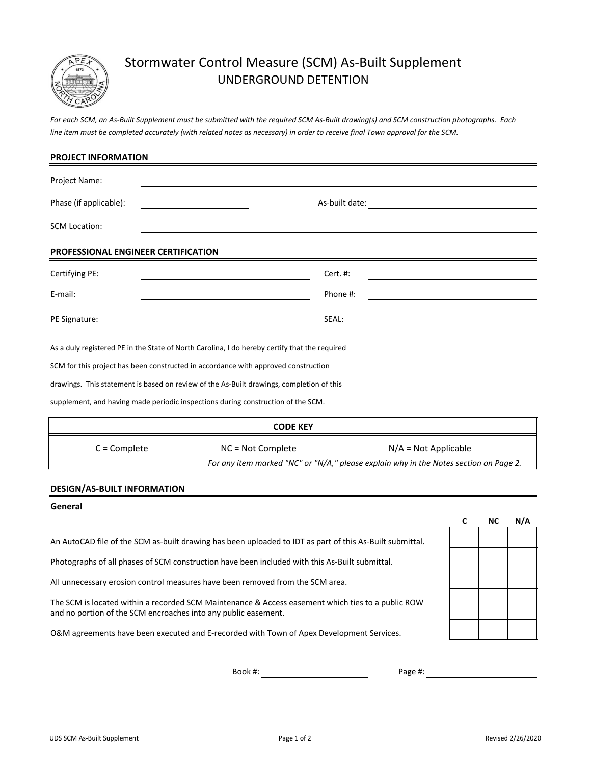# Stormwater Control Measure (SCM) As-Built Supplement

## UNDERGROUND DETENTION

*For each SCM, an As-Built Supplement must be submitted with the required SCM As-Built drawing(s) and SCM construction photographs. Each line item must be completed accurately (with related notes as necessary) in order to receive final Town approval for the SCM.*

### PROJECT INFORMATION

Project Name: ______________________________

Phase (if applicable): ______________ As-built date: ______________

SCM Location: ______________________________

### PROFESSIONAL ENGINEER CERTIFICATION

Certifying PE: ______________ Cert. #: ______________

E-mail: ______________ Phone #: ______________

PE Signature: ______________ SEAL:

As a duly registered PE in the State of North Carolina, I do hereby certify that the required SCM for this project has been constructed in accordance with approved construction drawings. This statement is based on review of the As-Built drawings, completion of this supplement, and having made periodic inspections during construction of the SCM.

| CODE KEY | | |
|---|---|---|
| C = Complete | NC = Not Complete | N/A = Not Applicable |
| | *For any item marked "NC" or "N/A," please explain why in the Notes section on Page 2.* | |

### DESIGN/AS-BUILT INFORMATION

**General**

| | C | NC | N/A |
|---|---|---|---|
| An AutoCAD file of the SCM as-built drawing has been uploaded to IDT as part of this As-Built submittal. | | | |
| Photographs of all phases of SCM construction have been included with this As-Built submittal. | | | |
| All unnecessary erosion control measures have been removed from the SCM area. | | | |
| The SCM is located within a recorded SCM Maintenance & Access easement which ties to a public ROW and no portion of the SCM encroaches into any public easement. | | | |
| O&M agreements have been executed and E-recorded with Town of Apex Development Services. | | | |

Book #: ______________ Page #: ______________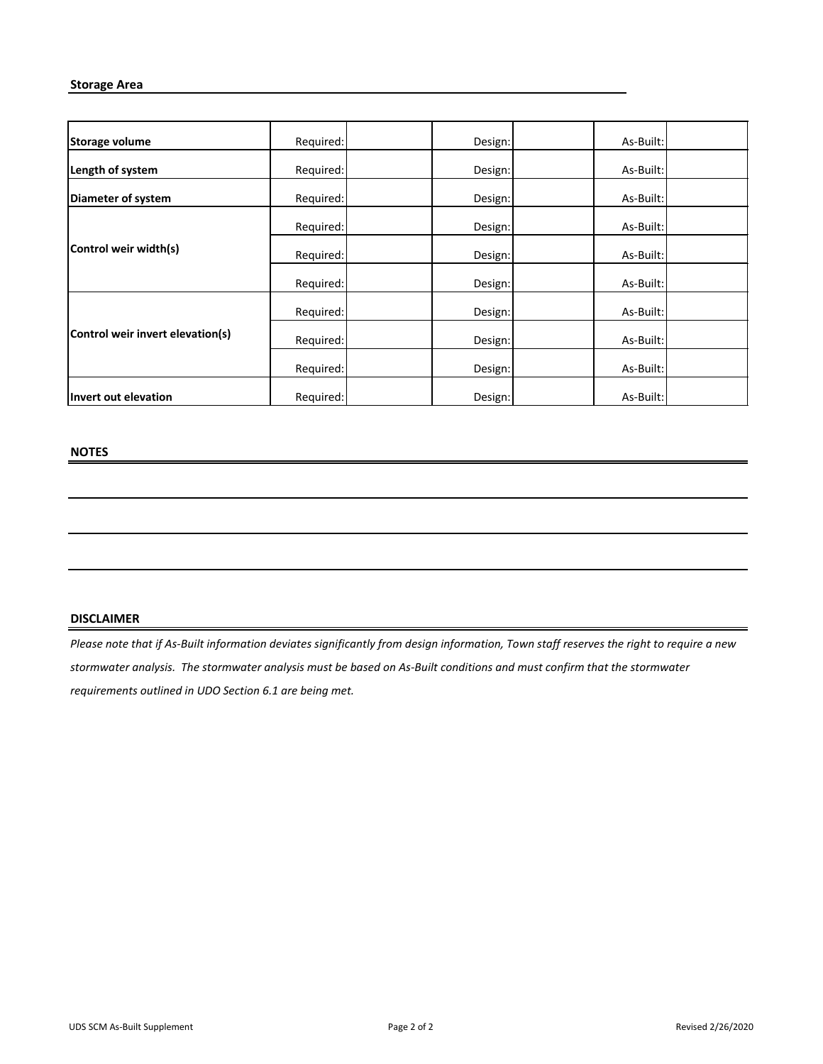## Storage Area

| | | | | | | |
|---|---|---|---|---|---|---|
| **Storage volume** | Required: | | Design: | | As-Built: | |
| **Length of system** | Required: | | Design: | | As-Built: | |
| **Diameter of system** | Required: | | Design: | | As-Built: | |
| **Control weir width(s)** | Required: | | Design: | | As-Built: | |
| | Required: | | Design: | | As-Built: | |
| | Required: | | Design: | | As-Built: | |
| **Control weir invert elevation(s)** | Required: | | Design: | | As-Built: | |
| | Required: | | Design: | | As-Built: | |
| | Required: | | Design: | | As-Built: | |
| **Invert out elevation** | Required: | | Design: | | As-Built: | |

## NOTES

## DISCLAIMER

*Please note that if As-Built information deviates significantly from design information, Town staff reserves the right to require a new stormwater analysis. The stormwater analysis must be based on As-Built conditions and must confirm that the stormwater requirements outlined in UDO Section 6.1 are being met.*